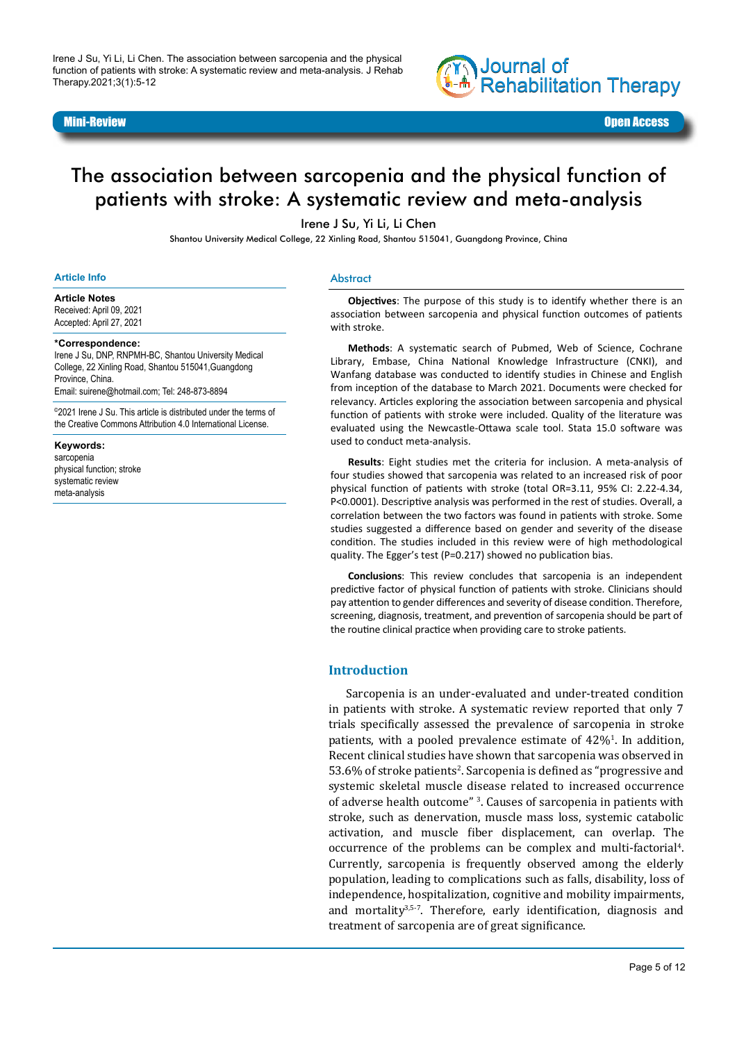Mini-Review

Open Access

# The association between sarcopenia and the physical function of patients with stroke: A systematic review and meta-analysis

Irene J Su, Yi Li, Li Chen

Shantou University Medical College, 22 Xinling Road, Shantou 515041, Guangdong Province, China

### Article Info

**Article Notes**
Received: April 09, 2021
Accepted: April 27, 2021

**\*Correspondence:**
Irene J Su, DNP, RNPMH-BC, Shantou University Medical College, 22 Xinling Road, Shantou 515041,Guangdong Province, China.
Email: suirene@hotmail.com; Tel: 248-873-8894

©2021 Irene J Su. This article is distributed under the terms of the Creative Commons Attribution 4.0 International License.

**Keywords:**
sarcopenia
physical function; stroke
systematic review
meta-analysis

### Abstract

**Objectives**: The purpose of this study is to identify whether there is an association between sarcopenia and physical function outcomes of patients with stroke.

**Methods**: A systematic search of Pubmed, Web of Science, Cochrane Library, Embase, China National Knowledge Infrastructure (CNKI), and Wanfang database was conducted to identify studies in Chinese and English from inception of the database to March 2021. Documents were checked for relevancy. Articles exploring the association between sarcopenia and physical function of patients with stroke were included. Quality of the literature was evaluated using the Newcastle-Ottawa scale tool. Stata 15.0 software was used to conduct meta-analysis.

**Results**: Eight studies met the criteria for inclusion. A meta-analysis of four studies showed that sarcopenia was related to an increased risk of poor physical function of patients with stroke (total OR=3.11, 95% CI: 2.22-4.34, P<0.0001). Descriptive analysis was performed in the rest of studies. Overall, a correlation between the two factors was found in patients with stroke. Some studies suggested a difference based on gender and severity of the disease condition. The studies included in this review were of high methodological quality. The Egger's test (P=0.217) showed no publication bias.

**Conclusions**: This review concludes that sarcopenia is an independent predictive factor of physical function of patients with stroke. Clinicians should pay attention to gender differences and severity of disease condition. Therefore, screening, diagnosis, treatment, and prevention of sarcopenia should be part of the routine clinical practice when providing care to stroke patients.

## Introduction

Sarcopenia is an under-evaluated and under-treated condition in patients with stroke. A systematic review reported that only 7 trials specifically assessed the prevalence of sarcopenia in stroke patients, with a pooled prevalence estimate of 42%[1]. In addition, Recent clinical studies have shown that sarcopenia was observed in 53.6% of stroke patients[2]. Sarcopenia is defined as "progressive and systemic skeletal muscle disease related to increased occurrence of adverse health outcome" [3]. Causes of sarcopenia in patients with stroke, such as denervation, muscle mass loss, systemic catabolic activation, and muscle fiber displacement, can overlap. The occurrence of the problems can be complex and multi-factorial[4]. Currently, sarcopenia is frequently observed among the elderly population, leading to complications such as falls, disability, loss of independence, hospitalization, cognitive and mobility impairments, and mortality[3,5-7]. Therefore, early identification, diagnosis and treatment of sarcopenia are of great significance.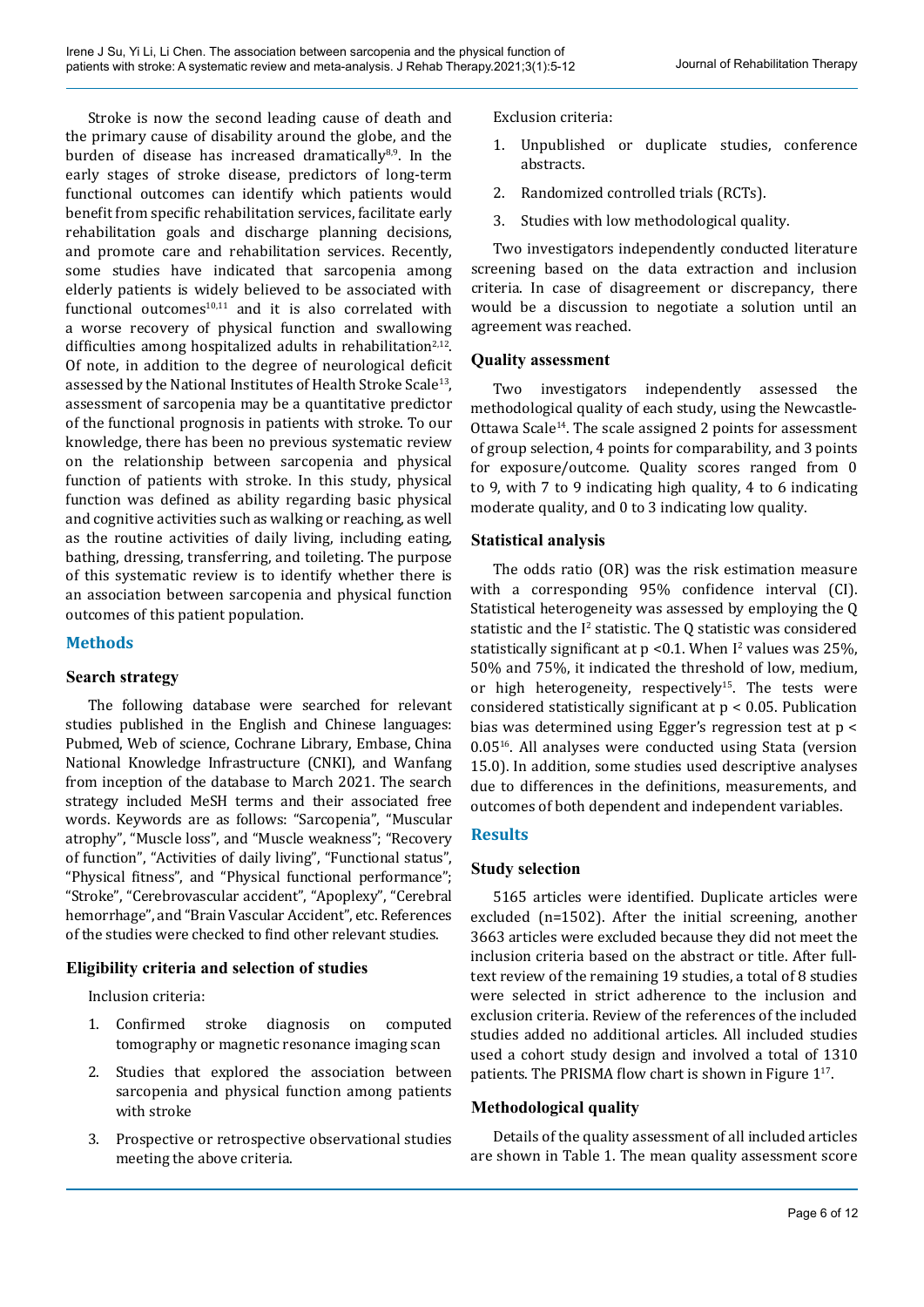Stroke is now the second leading cause of death and the primary cause of disability around the globe, and the burden of disease has increased dramatically[8,9]. In the early stages of stroke disease, predictors of long-term functional outcomes can identify which patients would benefit from specific rehabilitation services, facilitate early rehabilitation goals and discharge planning decisions, and promote care and rehabilitation services. Recently, some studies have indicated that sarcopenia among elderly patients is widely believed to be associated with functional outcomes[10,11] and it is also correlated with a worse recovery of physical function and swallowing difficulties among hospitalized adults in rehabilitation[2,12]. Of note, in addition to the degree of neurological deficit assessed by the National Institutes of Health Stroke Scale[13], assessment of sarcopenia may be a quantitative predictor of the functional prognosis in patients with stroke. To our knowledge, there has been no previous systematic review on the relationship between sarcopenia and physical function of patients with stroke. In this study, physical function was defined as ability regarding basic physical and cognitive activities such as walking or reaching, as well as the routine activities of daily living, including eating, bathing, dressing, transferring, and toileting. The purpose of this systematic review is to identify whether there is an association between sarcopenia and physical function outcomes of this patient population.

## Methods

### Search strategy

The following database were searched for relevant studies published in the English and Chinese languages: Pubmed, Web of science, Cochrane Library, Embase, China National Knowledge Infrastructure (CNKI), and Wanfang from inception of the database to March 2021. The search strategy included MeSH terms and their associated free words. Keywords are as follows: "Sarcopenia", "Muscular atrophy", "Muscle loss", and "Muscle weakness"; "Recovery of function", "Activities of daily living", "Functional status", "Physical fitness", and "Physical functional performance"; "Stroke", "Cerebrovascular accident", "Apoplexy", "Cerebral hemorrhage", and "Brain Vascular Accident", etc. References of the studies were checked to find other relevant studies.

### Eligibility criteria and selection of studies

Inclusion criteria:

1. Confirmed stroke diagnosis on computed tomography or magnetic resonance imaging scan
2. Studies that explored the association between sarcopenia and physical function among patients with stroke
3. Prospective or retrospective observational studies meeting the above criteria.

Exclusion criteria:

1. Unpublished or duplicate studies, conference abstracts.
2. Randomized controlled trials (RCTs).
3. Studies with low methodological quality.

Two investigators independently conducted literature screening based on the data extraction and inclusion criteria. In case of disagreement or discrepancy, there would be a discussion to negotiate a solution until an agreement was reached.

### Quality assessment

Two investigators independently assessed the methodological quality of each study, using the Newcastle-Ottawa Scale[14]. The scale assigned 2 points for assessment of group selection, 4 points for comparability, and 3 points for exposure/outcome. Quality scores ranged from 0 to 9, with 7 to 9 indicating high quality, 4 to 6 indicating moderate quality, and 0 to 3 indicating low quality.

### Statistical analysis

The odds ratio (OR) was the risk estimation measure with a corresponding 95% confidence interval (CI). Statistical heterogeneity was assessed by employing the Q statistic and the $I^2$ statistic. The Q statistic was considered statistically significant at $p < 0.1$. When $I^2$ values was 25%, 50% and 75%, it indicated the threshold of low, medium, or high heterogeneity, respectively[15]. The tests were considered statistically significant at $p < 0.05$. Publication bias was determined using Egger's regression test at $p < 0.05$[16]. All analyses were conducted using Stata (version 15.0). In addition, some studies used descriptive analyses due to differences in the definitions, measurements, and outcomes of both dependent and independent variables.

## Results

### Study selection

5165 articles were identified. Duplicate articles were excluded (n=1502). After the initial screening, another 3663 articles were excluded because they did not meet the inclusion criteria based on the abstract or title. After full-text review of the remaining 19 studies, a total of 8 studies were selected in strict adherence to the inclusion and exclusion criteria. Review of the references of the included studies added no additional articles. All included studies used a cohort study design and involved a total of 1310 patients. The PRISMA flow chart is shown in Figure 1[17].

### Methodological quality

Details of the quality assessment of all included articles are shown in Table 1. The mean quality assessment score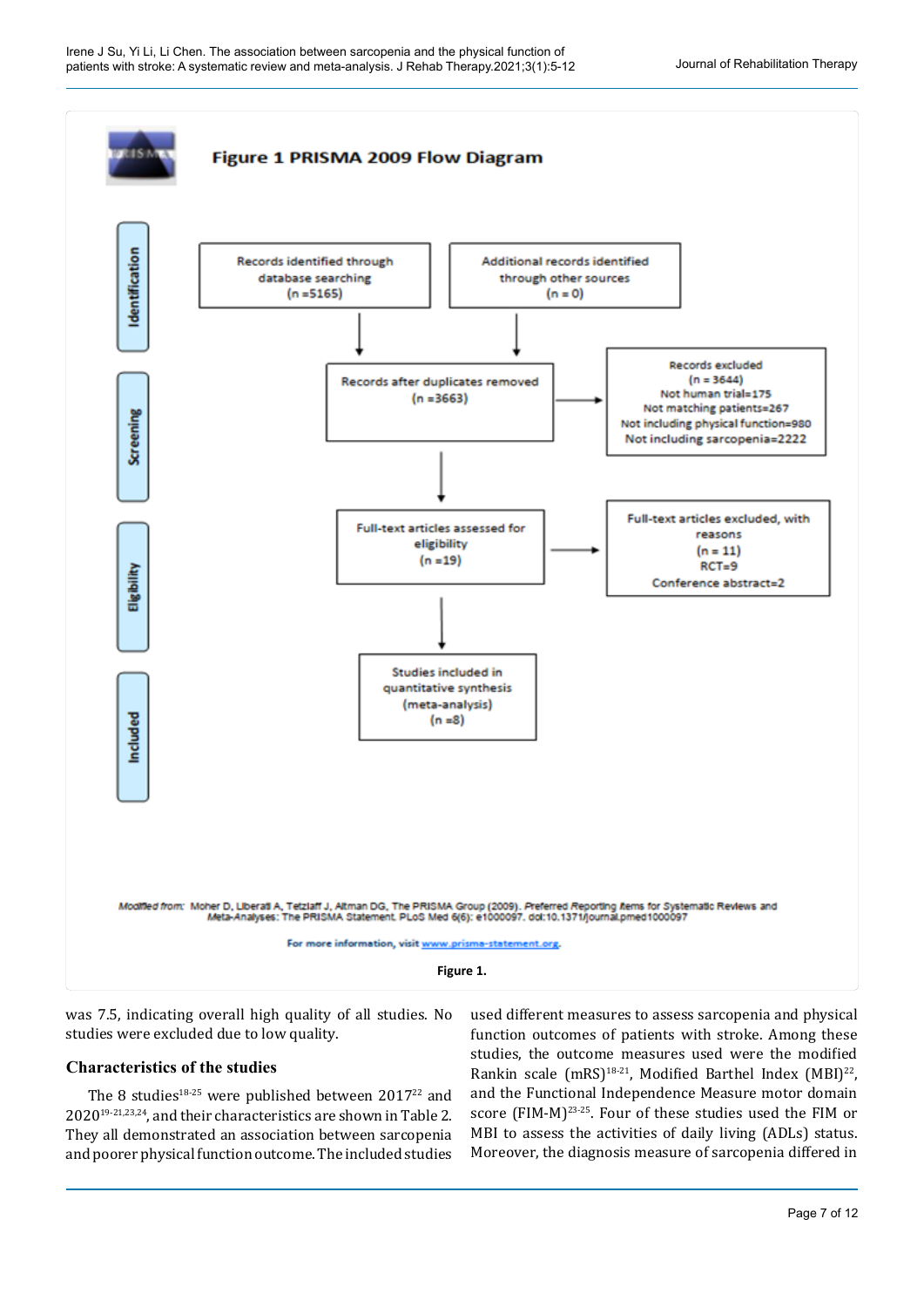**Figure 1 PRISMA 2009 Flow Diagram**

**Identification**

Records identified through database searching (n =5165)

Additional records identified through other sources (n = 0)

**Screening**

Records after duplicates removed (n =3663)

Records excluded (n = 3644)
Not human trial=175
Not matching patients=267
Not including physical function=980
Not including sarcopenia=2222

**Eligibility**

Full-text articles assessed for eligibility (n =19)

Full-text articles excluded, with reasons (n = 11)
RCT=9
Conference abstract=2

**Included**

Studies included in quantitative synthesis (meta-analysis) (n =8)

*Modified from:* Moher D, Liberati A, Tetzlaff J, Altman DG, The PRISMA Group (2009). *Preferred Reporting Items for Systematic Reviews and Meta-Analyses: The PRISMA Statement.* PLoS Med 6(6): e1000097. doi:10.1371/journal.pmed1000097

For more information, visit www.prisma-statement.org.

**Figure 1.**

was 7.5, indicating overall high quality of all studies. No studies were excluded due to low quality.

### Characteristics of the studies

The 8 studies[18-25] were published between 2017[22] and 2020[19-21,23,24], and their characteristics are shown in Table 2. They all demonstrated an association between sarcopenia and poorer physical function outcome. The included studies used different measures to assess sarcopenia and physical function outcomes of patients with stroke. Among these studies, the outcome measures used were the modified Rankin scale (mRS)[18-21], Modified Barthel Index (MBI)[22], and the Functional Independence Measure motor domain score (FIM-M)[23-25]. Four of these studies used the FIM or MBI to assess the activities of daily living (ADLs) status. Moreover, the diagnosis measure of sarcopenia differed in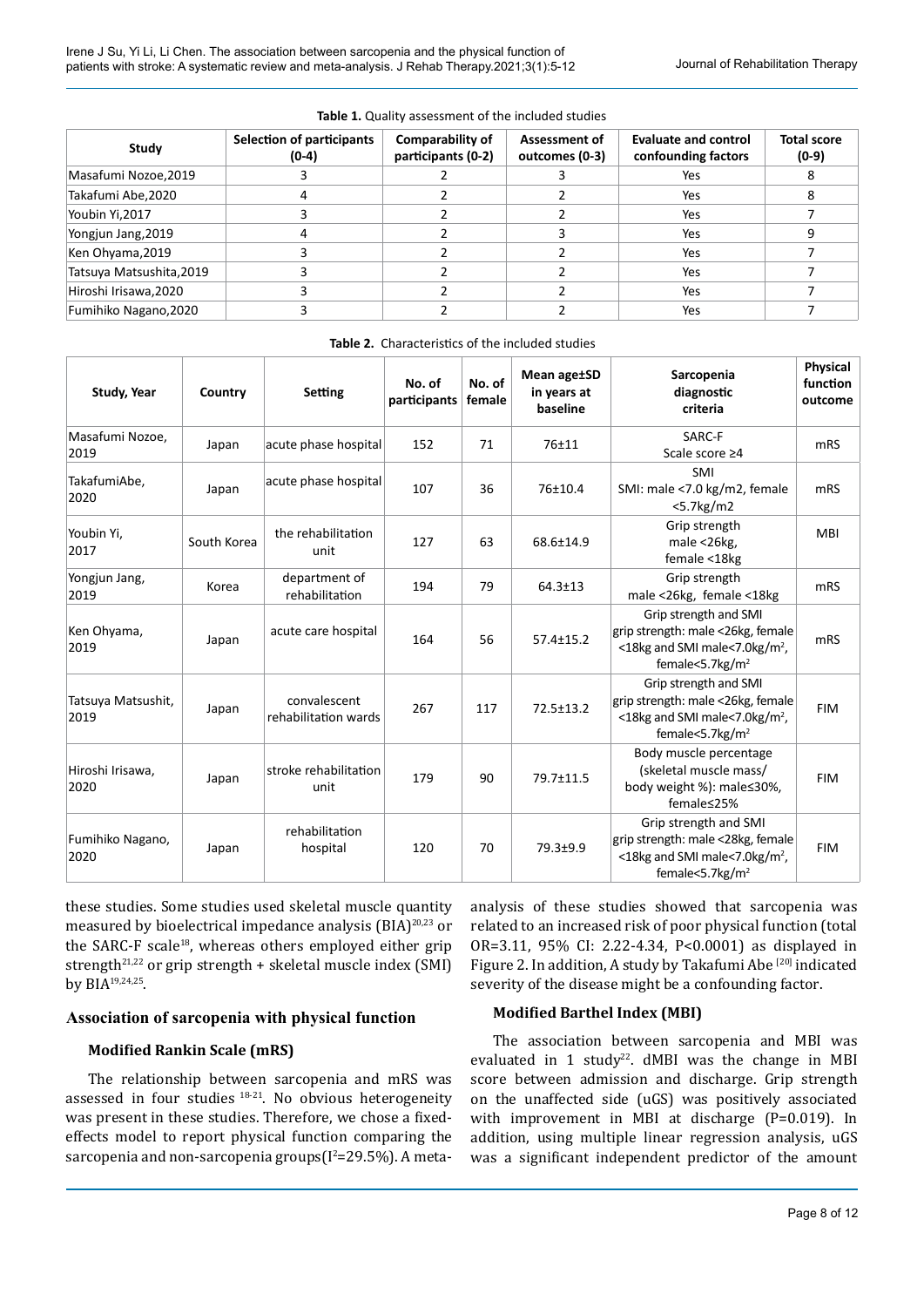**Table 1.** Quality assessment of the included studies

| Study | Selection of participants (0-4) | Comparability of participants (0-2) | Assessment of outcomes (0-3) | Evaluate and control confounding factors | Total score (0-9) |
|---|---|---|---|---|---|
| Masafumi Nozoe,2019 | 3 | 2 | 3 | Yes | 8 |
| Takafumi Abe,2020 | 4 | 2 | 2 | Yes | 8 |
| Youbin Yi,2017 | 3 | 2 | 2 | Yes | 7 |
| Yongjun Jang,2019 | 4 | 2 | 3 | Yes | 9 |
| Ken Ohyama,2019 | 3 | 2 | 2 | Yes | 7 |
| Tatsuya Matsushita,2019 | 3 | 2 | 2 | Yes | 7 |
| Hiroshi Irisawa,2020 | 3 | 2 | 2 | Yes | 7 |
| Fumihiko Nagano,2020 | 3 | 2 | 2 | Yes | 7 |

**Table 2.** Characteristics of the included studies

| Study, Year | Country | Setting | No. of participants | No. of female | Mean age±SD in years at baseline | Sarcopenia diagnostic criteria | Physical function outcome |
|---|---|---|---|---|---|---|---|
| Masafumi Nozoe, 2019 | Japan | acute phase hospital | 152 | 71 | 76±11 | SARC-F Scale score ≥4 | mRS |
| TakafumiAbe, 2020 | Japan | acute phase hospital | 107 | 36 | 76±10.4 | SMI SMI: male <7.0 kg/m2, female <5.7kg/m2 | mRS |
| Youbin Yi, 2017 | South Korea | the rehabilitation unit | 127 | 63 | 68.6±14.9 | Grip strength male <26kg, female <18kg | MBI |
| Yongjun Jang, 2019 | Korea | department of rehabilitation | 194 | 79 | 64.3±13 | Grip strength male <26kg, female <18kg | mRS |
| Ken Ohyama, 2019 | Japan | acute care hospital | 164 | 56 | 57.4±15.2 | Grip strength and SMI grip strength: male <26kg, female <18kg and SMI male<7.0kg/m$^2$, female<5.7kg/m$^2$ | mRS |
| Tatsuya Matsushit, 2019 | Japan | convalescent rehabilitation wards | 267 | 117 | 72.5±13.2 | Grip strength and SMI grip strength: male <26kg, female <18kg and SMI male<7.0kg/m$^2$, female<5.7kg/m$^2$ | FIM |
| Hiroshi Irisawa, 2020 | Japan | stroke rehabilitation unit | 179 | 90 | 79.7±11.5 | Body muscle percentage (skeletal muscle mass/ body weight %): male≤30%, female≤25% | FIM |
| Fumihiko Nagano, 2020 | Japan | rehabilitation hospital | 120 | 70 | 79.3±9.9 | Grip strength and SMI grip strength: male <28kg, female <18kg and SMI male<7.0kg/m$^2$, female<5.7kg/m$^2$ | FIM |

these studies. Some studies used skeletal muscle quantity measured by bioelectrical impedance analysis (BIA)[20,23] or the SARC-F scale[18], whereas others employed either grip strength[21,22] or grip strength + skeletal muscle index (SMI) by BIA[19,24,25].

### Association of sarcopenia with physical function

#### Modified Rankin Scale (mRS)

The relationship between sarcopenia and mRS was assessed in four studies [18-21]. No obvious heterogeneity was present in these studies. Therefore, we chose a fixed-effects model to report physical function comparing the sarcopenia and non-sarcopenia groups($I^2$=29.5%). A meta-analysis of these studies showed that sarcopenia was related to an increased risk of poor physical function (total OR=3.11, 95% CI: 2.22-4.34, P<0.0001) as displayed in Figure 2. In addition, A study by Takafumi Abe [20] indicated severity of the disease might be a confounding factor.

#### Modified Barthel Index (MBI)

The association between sarcopenia and MBI was evaluated in 1 study[22]. dMBI was the change in MBI score between admission and discharge. Grip strength on the unaffected side (uGS) was positively associated with improvement in MBI at discharge (P=0.019). In addition, using multiple linear regression analysis, uGS was a significant independent predictor of the amount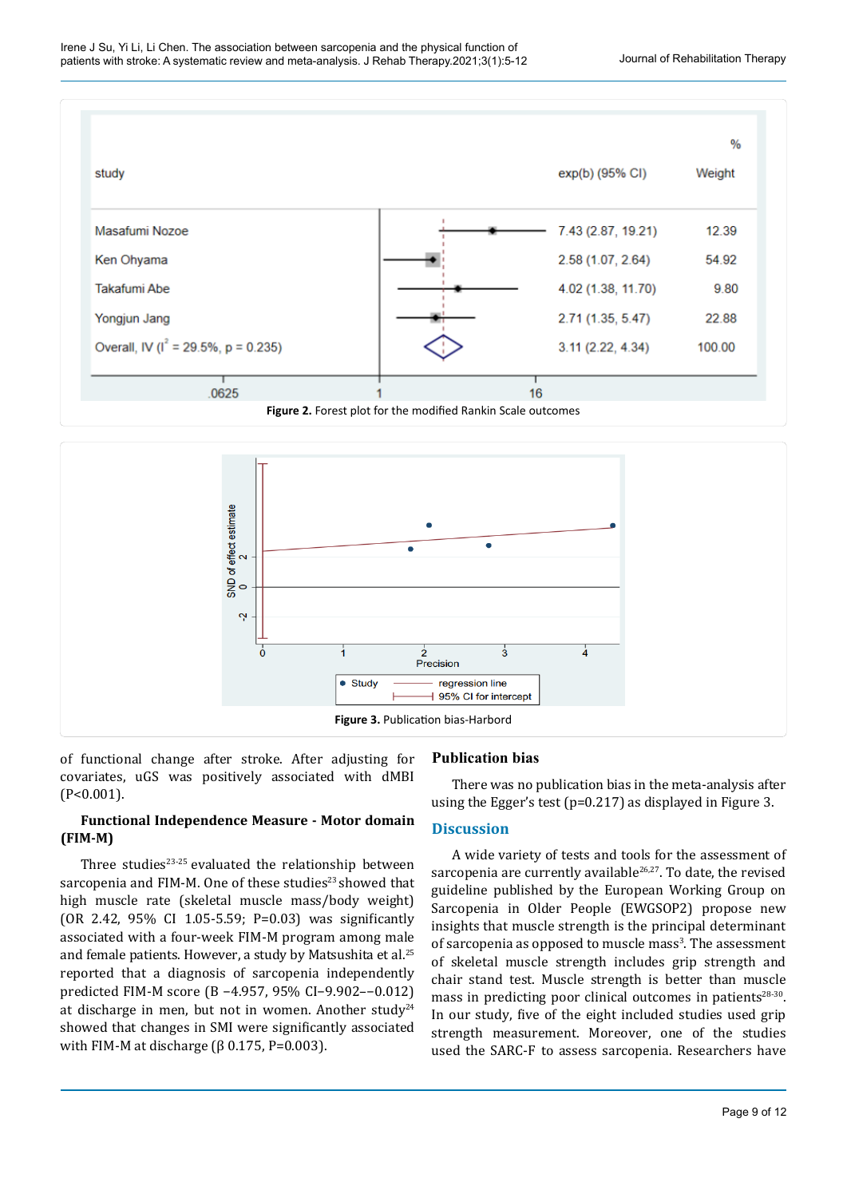| study | exp(b) (95% CI) | % Weight |
|---|---|---|
| Masafumi Nozoe | 7.43 (2.87, 19.21) | 12.39 |
| Ken Ohyama | 2.58 (1.07, 2.64) | 54.92 |
| Takafumi Abe | 4.02 (1.38, 11.70) | 9.80 |
| Yongjun Jang | 2.71 (1.35, 5.47) | 22.88 |
| Overall, IV ($I^2$ = 29.5%, p = 0.235) | 3.11 (2.22, 4.34) | 100.00 |

**Figure 2.** Forest plot for the modified Rankin Scale outcomes

**Figure 3.** Publication bias-Harbord

of functional change after stroke. After adjusting for covariates, uGS was positively associated with dMBI (P<0.001).

**Functional Independence Measure - Motor domain (FIM-M)**

Three studies[23-25] evaluated the relationship between sarcopenia and FIM-M. One of these studies[23] showed that high muscle rate (skeletal muscle mass/body weight) (OR 2.42, 95% CI 1.05-5.59; P=0.03) was significantly associated with a four-week FIM-M program among male and female patients. However, a study by Matsushita et al.[25] reported that a diagnosis of sarcopenia independently predicted FIM-M score (B −4.957, 95% CI−9.902−−0.012) at discharge in men, but not in women. Another study[24] showed that changes in SMI were significantly associated with FIM-M at discharge (β 0.175, P=0.003).

## Publication bias

There was no publication bias in the meta-analysis after using the Egger's test (p=0.217) as displayed in Figure 3.

## Discussion

A wide variety of tests and tools for the assessment of sarcopenia are currently available[26,27]. To date, the revised guideline published by the European Working Group on Sarcopenia in Older People (EWGSOP2) propose new insights that muscle strength is the principal determinant of sarcopenia as opposed to muscle mass[3]. The assessment of skeletal muscle strength includes grip strength and chair stand test. Muscle strength is better than muscle mass in predicting poor clinical outcomes in patients[28-30]. In our study, five of the eight included studies used grip strength measurement. Moreover, one of the studies used the SARC-F to assess sarcopenia. Researchers have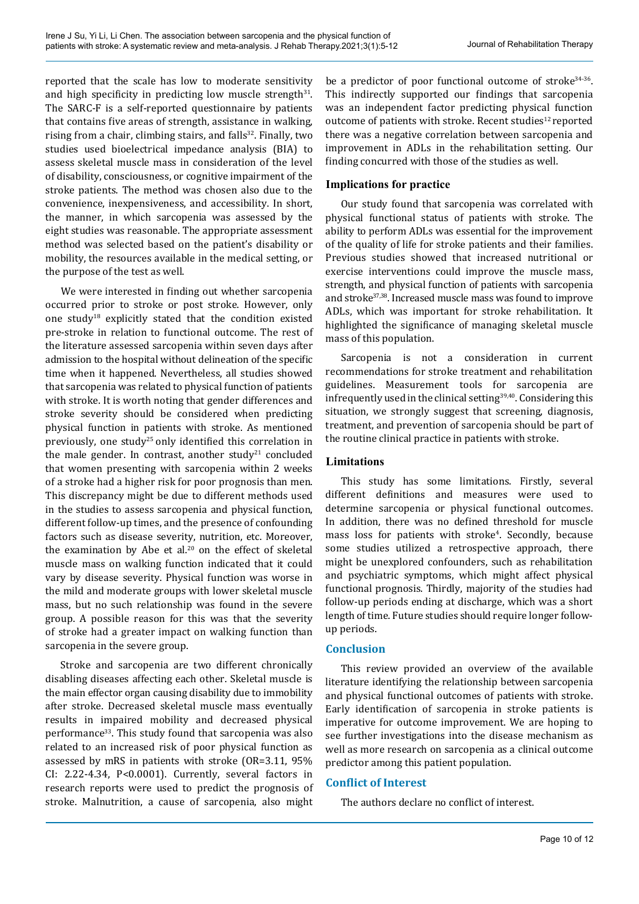reported that the scale has low to moderate sensitivity and high specificity in predicting low muscle strength[31]. The SARC-F is a self-reported questionnaire by patients that contains five areas of strength, assistance in walking, rising from a chair, climbing stairs, and falls[32]. Finally, two studies used bioelectrical impedance analysis (BIA) to assess skeletal muscle mass in consideration of the level of disability, consciousness, or cognitive impairment of the stroke patients. The method was chosen also due to the convenience, inexpensiveness, and accessibility. In short, the manner, in which sarcopenia was assessed by the eight studies was reasonable. The appropriate assessment method was selected based on the patient's disability or mobility, the resources available in the medical setting, or the purpose of the test as well.

We were interested in finding out whether sarcopenia occurred prior to stroke or post stroke. However, only one study[18] explicitly stated that the condition existed pre-stroke in relation to functional outcome. The rest of the literature assessed sarcopenia within seven days after admission to the hospital without delineation of the specific time when it happened. Nevertheless, all studies showed that sarcopenia was related to physical function of patients with stroke. It is worth noting that gender differences and stroke severity should be considered when predicting physical function in patients with stroke. As mentioned previously, one study[25] only identified this correlation in the male gender. In contrast, another study[21] concluded that women presenting with sarcopenia within 2 weeks of a stroke had a higher risk for poor prognosis than men. This discrepancy might be due to different methods used in the studies to assess sarcopenia and physical function, different follow-up times, and the presence of confounding factors such as disease severity, nutrition, etc. Moreover, the examination by Abe et al.[20] on the effect of skeletal muscle mass on walking function indicated that it could vary by disease severity. Physical function was worse in the mild and moderate groups with lower skeletal muscle mass, but no such relationship was found in the severe group. A possible reason for this was that the severity of stroke had a greater impact on walking function than sarcopenia in the severe group.

Stroke and sarcopenia are two different chronically disabling diseases affecting each other. Skeletal muscle is the main effector organ causing disability due to immobility after stroke. Decreased skeletal muscle mass eventually results in impaired mobility and decreased physical performance[33]. This study found that sarcopenia was also related to an increased risk of poor physical function as assessed by mRS in patients with stroke (OR=3.11, 95% CI: 2.22-4.34, $P<0.0001$). Currently, several factors in research reports were used to predict the prognosis of stroke. Malnutrition, a cause of sarcopenia, also might be a predictor of poor functional outcome of stroke[34-36]. This indirectly supported our findings that sarcopenia was an independent factor predicting physical function outcome of patients with stroke. Recent studies[12] reported there was a negative correlation between sarcopenia and improvement in ADLs in the rehabilitation setting. Our finding concurred with those of the studies as well.

### Implications for practice

Our study found that sarcopenia was correlated with physical functional status of patients with stroke. The ability to perform ADLs was essential for the improvement of the quality of life for stroke patients and their families. Previous studies showed that increased nutritional or exercise interventions could improve the muscle mass, strength, and physical function of patients with sarcopenia and stroke[37,38]. Increased muscle mass was found to improve ADLs, which was important for stroke rehabilitation. It highlighted the significance of managing skeletal muscle mass of this population.

Sarcopenia is not a consideration in current recommendations for stroke treatment and rehabilitation guidelines. Measurement tools for sarcopenia are infrequently used in the clinical setting[39,40]. Considering this situation, we strongly suggest that screening, diagnosis, treatment, and prevention of sarcopenia should be part of the routine clinical practice in patients with stroke.

### Limitations

This study has some limitations. Firstly, several different definitions and measures were used to determine sarcopenia or physical functional outcomes. In addition, there was no defined threshold for muscle mass loss for patients with stroke[4]. Secondly, because some studies utilized a retrospective approach, there might be unexplored confounders, such as rehabilitation and psychiatric symptoms, which might affect physical functional prognosis. Thirdly, majority of the studies had follow-up periods ending at discharge, which was a short length of time. Future studies should require longer follow-up periods.

## Conclusion

This review provided an overview of the available literature identifying the relationship between sarcopenia and physical functional outcomes of patients with stroke. Early identification of sarcopenia in stroke patients is imperative for outcome improvement. We are hoping to see further investigations into the disease mechanism as well as more research on sarcopenia as a clinical outcome predictor among this patient population.

## Conflict of Interest

The authors declare no conflict of interest.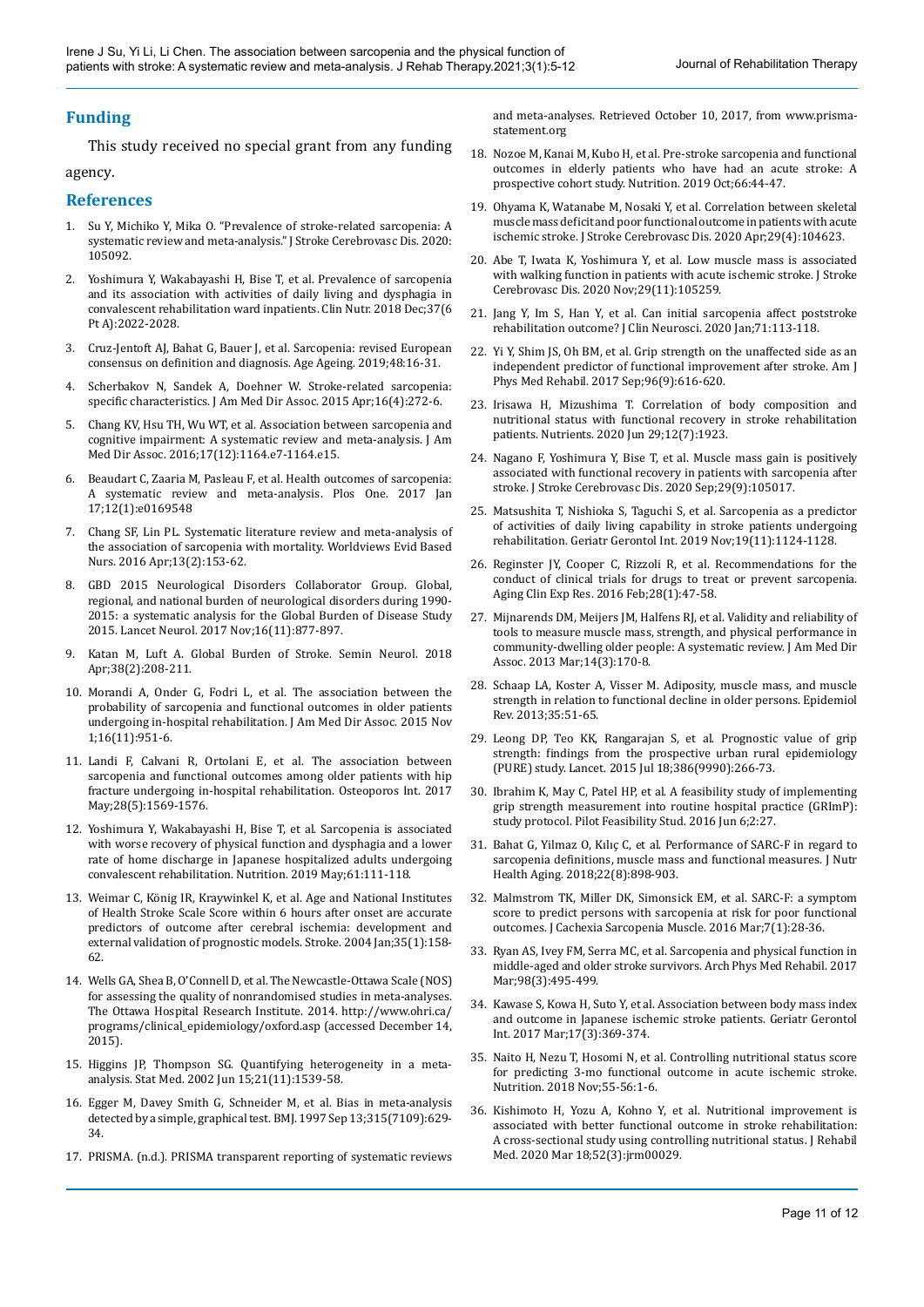## Funding

This study received no special grant from any funding agency.

## References

1. Su Y, Michiko Y, Mika O. "Prevalence of stroke-related sarcopenia: A systematic review and meta-analysis." J Stroke Cerebrovasc Dis. 2020: 105092.
2. Yoshimura Y, Wakabayashi H, Bise T, et al. Prevalence of sarcopenia and its association with activities of daily living and dysphagia in convalescent rehabilitation ward inpatients. Clin Nutr. 2018 Dec;37(6 Pt A):2022-2028.
3. Cruz-Jentoft AJ, Bahat G, Bauer J, et al. Sarcopenia: revised European consensus on definition and diagnosis. Age Ageing. 2019;48:16-31.
4. Scherbakov N, Sandek A, Doehner W. Stroke-related sarcopenia: specific characteristics. J Am Med Dir Assoc. 2015 Apr;16(4):272-6.
5. Chang KV, Hsu TH, Wu WT, et al. Association between sarcopenia and cognitive impairment: A systematic review and meta-analysis. J Am Med Dir Assoc. 2016;17(12):1164.e7-1164.e15.
6. Beaudart C, Zaaria M, Pasleau F, et al. Health outcomes of sarcopenia: A systematic review and meta-analysis. Plos One. 2017 Jan 17;12(1):e0169548
7. Chang SF, Lin PL. Systematic literature review and meta-analysis of the association of sarcopenia with mortality. Worldviews Evid Based Nurs. 2016 Apr;13(2):153-62.
8. GBD 2015 Neurological Disorders Collaborator Group. Global, regional, and national burden of neurological disorders during 1990-2015: a systematic analysis for the Global Burden of Disease Study 2015. Lancet Neurol. 2017 Nov;16(11):877-897.
9. Katan M, Luft A. Global Burden of Stroke. Semin Neurol. 2018 Apr;38(2):208-211.
10. Morandi A, Onder G, Fodri L, et al. The association between the probability of sarcopenia and functional outcomes in older patients undergoing in-hospital rehabilitation. J Am Med Dir Assoc. 2015 Nov 1;16(11):951-6.
11. Landi F, Calvani R, Ortolani E, et al. The association between sarcopenia and functional outcomes among older patients with hip fracture undergoing in-hospital rehabilitation. Osteoporos Int. 2017 May;28(5):1569-1576.
12. Yoshimura Y, Wakabayashi H, Bise T, et al. Sarcopenia is associated with worse recovery of physical function and dysphagia and a lower rate of home discharge in Japanese hospitalized adults undergoing convalescent rehabilitation. Nutrition. 2019 May;61:111-118.
13. Weimar C, König IR, Kraywinkel K, et al. Age and National Institutes of Health Stroke Scale Score within 6 hours after onset are accurate predictors of outcome after cerebral ischemia: development and external validation of prognostic models. Stroke. 2004 Jan;35(1):158-62.
14. Wells GA, Shea B, O'Connell D, et al. The Newcastle-Ottawa Scale (NOS) for assessing the quality of nonrandomised studies in meta-analyses. The Ottawa Hospital Research Institute. 2014. http://www.ohri.ca/programs/clinical_epidemiology/oxford.asp (accessed December 14, 2015).
15. Higgins JP, Thompson SG. Quantifying heterogeneity in a meta-analysis. Stat Med. 2002 Jun 15;21(11):1539-58.
16. Egger M, Davey Smith G, Schneider M, et al. Bias in meta-analysis detected by a simple, graphical test. BMJ. 1997 Sep 13;315(7109):629-34.
17. PRISMA. (n.d.). PRISMA transparent reporting of systematic reviews and meta-analyses. Retrieved October 10, 2017, from www.prisma-statement.org
18. Nozoe M, Kanai M, Kubo H, et al. Pre-stroke sarcopenia and functional outcomes in elderly patients who have had an acute stroke: A prospective cohort study. Nutrition. 2019 Oct;66:44-47.
19. Ohyama K, Watanabe M, Nosaki Y, et al. Correlation between skeletal muscle mass deficit and poor functional outcome in patients with acute ischemic stroke. J Stroke Cerebrovasc Dis. 2020 Apr;29(4):104623.
20. Abe T, Iwata K, Yoshimura Y, et al. Low muscle mass is associated with walking function in patients with acute ischemic stroke. J Stroke Cerebrovasc Dis. 2020 Nov;29(11):105259.
21. Jang Y, Im S, Han Y, et al. Can initial sarcopenia affect poststroke rehabilitation outcome? J Clin Neurosci. 2020 Jan;71:113-118.
22. Yi Y, Shim JS, Oh BM, et al. Grip strength on the unaffected side as an independent predictor of functional improvement after stroke. Am J Phys Med Rehabil. 2017 Sep;96(9):616-620.
23. Irisawa H, Mizushima T. Correlation of body composition and nutritional status with functional recovery in stroke rehabilitation patients. Nutrients. 2020 Jun 29;12(7):1923.
24. Nagano F, Yoshimura Y, Bise T, et al. Muscle mass gain is positively associated with functional recovery in patients with sarcopenia after stroke. J Stroke Cerebrovasc Dis. 2020 Sep;29(9):105017.
25. Matsushita T, Nishioka S, Taguchi S, et al. Sarcopenia as a predictor of activities of daily living capability in stroke patients undergoing rehabilitation. Geriatr Gerontol Int. 2019 Nov;19(11):1124-1128.
26. Reginster JY, Cooper C, Rizzoli R, et al. Recommendations for the conduct of clinical trials for drugs to treat or prevent sarcopenia. Aging Clin Exp Res. 2016 Feb;28(1):47-58.
27. Mijnarends DM, Meijers JM, Halfens RJ, et al. Validity and reliability of tools to measure muscle mass, strength, and physical performance in community-dwelling older people: A systematic review. J Am Med Dir Assoc. 2013 Mar;14(3):170-8.
28. Schaap LA, Koster A, Visser M. Adiposity, muscle mass, and muscle strength in relation to functional decline in older persons. Epidemiol Rev. 2013;35:51-65.
29. Leong DP, Teo KK, Rangarajan S, et al. Prognostic value of grip strength: findings from the prospective urban rural epidemiology (PURE) study. Lancet. 2015 Jul 18;386(9990):266-73.
30. Ibrahim K, May C, Patel HP, et al. A feasibility study of implementing grip strength measurement into routine hospital practice (GRImP): study protocol. Pilot Feasibility Stud. 2016 Jun 6;2:27.
31. Bahat G, Yilmaz O, Kılıç C, et al. Performance of SARC-F in regard to sarcopenia definitions, muscle mass and functional measures. J Nutr Health Aging. 2018;22(8):898-903.
32. Malmstrom TK, Miller DK, Simonsick EM, et al. SARC-F: a symptom score to predict persons with sarcopenia at risk for poor functional outcomes. J Cachexia Sarcopenia Muscle. 2016 Mar;7(1):28-36.
33. Ryan AS, Ivey FM, Serra MC, et al. Sarcopenia and physical function in middle-aged and older stroke survivors. Arch Phys Med Rehabil. 2017 Mar;98(3):495-499.
34. Kawase S, Kowa H, Suto Y, et al. Association between body mass index and outcome in Japanese ischemic stroke patients. Geriatr Gerontol Int. 2017 Mar;17(3):369-374.
35. Naito H, Nezu T, Hosomi N, et al. Controlling nutritional status score for predicting 3-mo functional outcome in acute ischemic stroke. Nutrition. 2018 Nov;55-56:1-6.
36. Kishimoto H, Yozu A, Kohno Y, et al. Nutritional improvement is associated with better functional outcome in stroke rehabilitation: A cross-sectional study using controlling nutritional status. J Rehabil Med. 2020 Mar 18;52(3):jrm00029.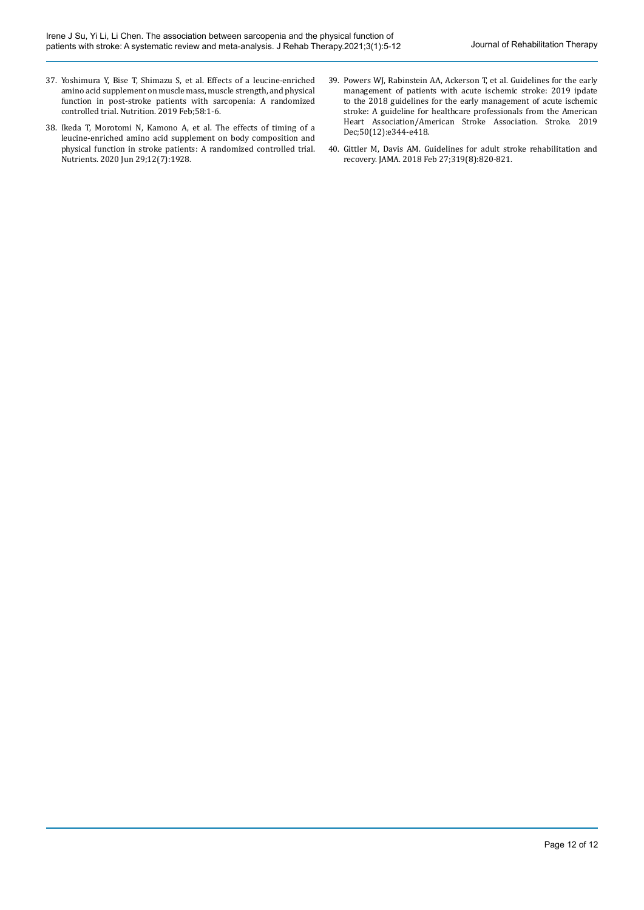37. Yoshimura Y, Bise T, Shimazu S, et al. Effects of a leucine-enriched amino acid supplement on muscle mass, muscle strength, and physical function in post-stroke patients with sarcopenia: A randomized controlled trial. Nutrition. 2019 Feb;58:1-6.

38. Ikeda T, Morotomi N, Kamono A, et al. The effects of timing of a leucine-enriched amino acid supplement on body composition and physical function in stroke patients: A randomized controlled trial. Nutrients. 2020 Jun 29;12(7):1928.

39. Powers WJ, Rabinstein AA, Ackerson T, et al. Guidelines for the early management of patients with acute ischemic stroke: 2019 ipdate to the 2018 guidelines for the early management of acute ischemic stroke: A guideline for healthcare professionals from the American Heart Association/American Stroke Association. Stroke. 2019 Dec;50(12):e344-e418.

40. Gittler M, Davis AM. Guidelines for adult stroke rehabilitation and recovery. JAMA. 2018 Feb 27;319(8):820-821.